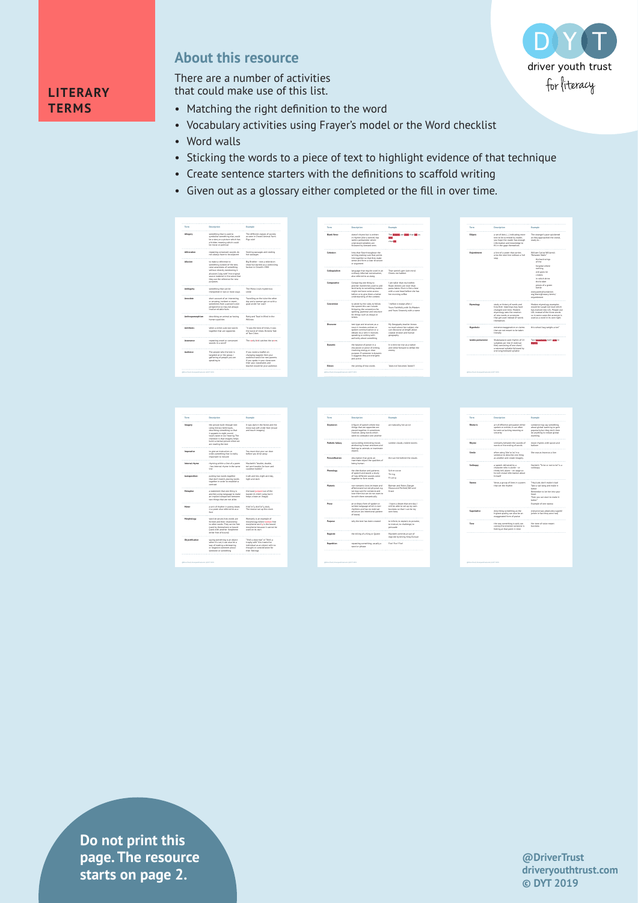**LITERARY TERMS**

driver youth trust
for literacy

## About this resource

There are a number of activities that could make use of this list.

- Matching the right definition to the word
- Vocabulary activities using Frayer's model or the Word checklist
- Word walls
- Sticking the words to a piece of text to highlight evidence of that technique
- Create sentence starters with the definitions to scaffold writing
- Given out as a glossary either completed or the fill in over time.

**Do not print this page. The resource starts on page 2.**

@DriverTrust
driveryouthtrust.com
© DYT 2019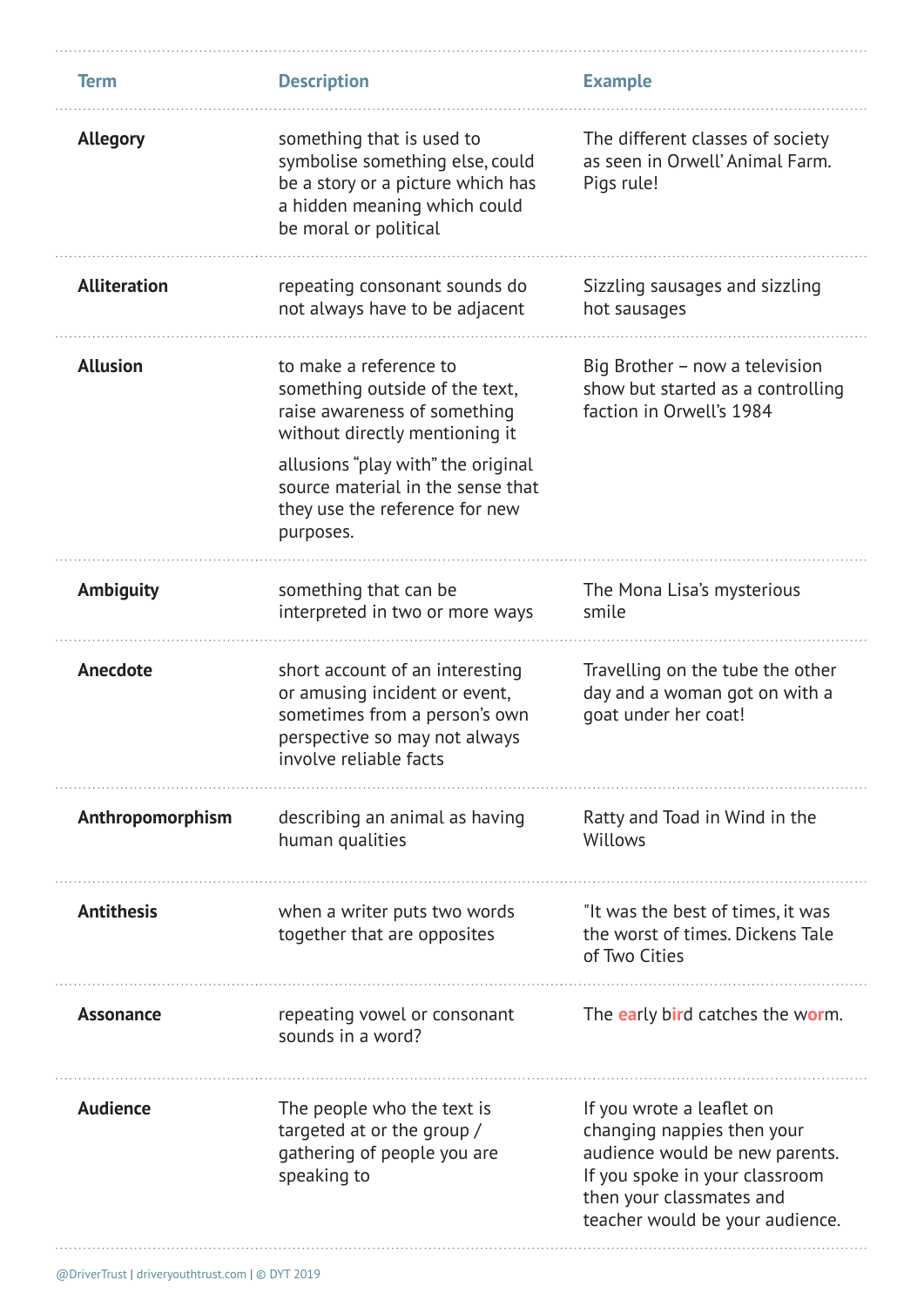| Term | Description | Example |
|---|---|---|
| **Allegory** | something that is used to symbolise something else, could be a story or a picture which has a hidden meaning which could be moral or political | The different classes of society as seen in Orwell' Animal Farm. Pigs rule! |
| **Alliteration** | repeating consonant sounds do not always have to be adjacent | Sizzling sausages and sizzling hot sausages |
| **Allusion** | to make a reference to something outside of the text, raise awareness of something without directly mentioning it<br><br>allusions "play with" the original source material in the sense that they use the reference for new purposes. | Big Brother – now a television show but started as a controlling faction in Orwell's 1984 |
| **Ambiguity** | something that can be interpreted in two or more ways | The Mona Lisa's mysterious smile |
| **Anecdote** | short account of an interesting or amusing incident or event, sometimes from a person's own perspective so may not always involve reliable facts | Travelling on the tube the other day and a woman got on with a goat under her coat! |
| **Anthropomorphism** | describing an animal as having human qualities | Ratty and Toad in Wind in the Willows |
| **Antithesis** | when a writer puts two words together that are opposites | "It was the best of times, it was the worst of times. Dickens Tale of Two Cities |
| **Assonance** | repeating vowel or consonant sounds in a word? | The early bird catches the worm. |
| **Audience** | The people who the text is targeted at or the group / gathering of people you are speaking to | If you wrote a leaflet on changing nappies then your audience would be new parents. If you spoke in your classroom then your classmates and teacher would be your audience. |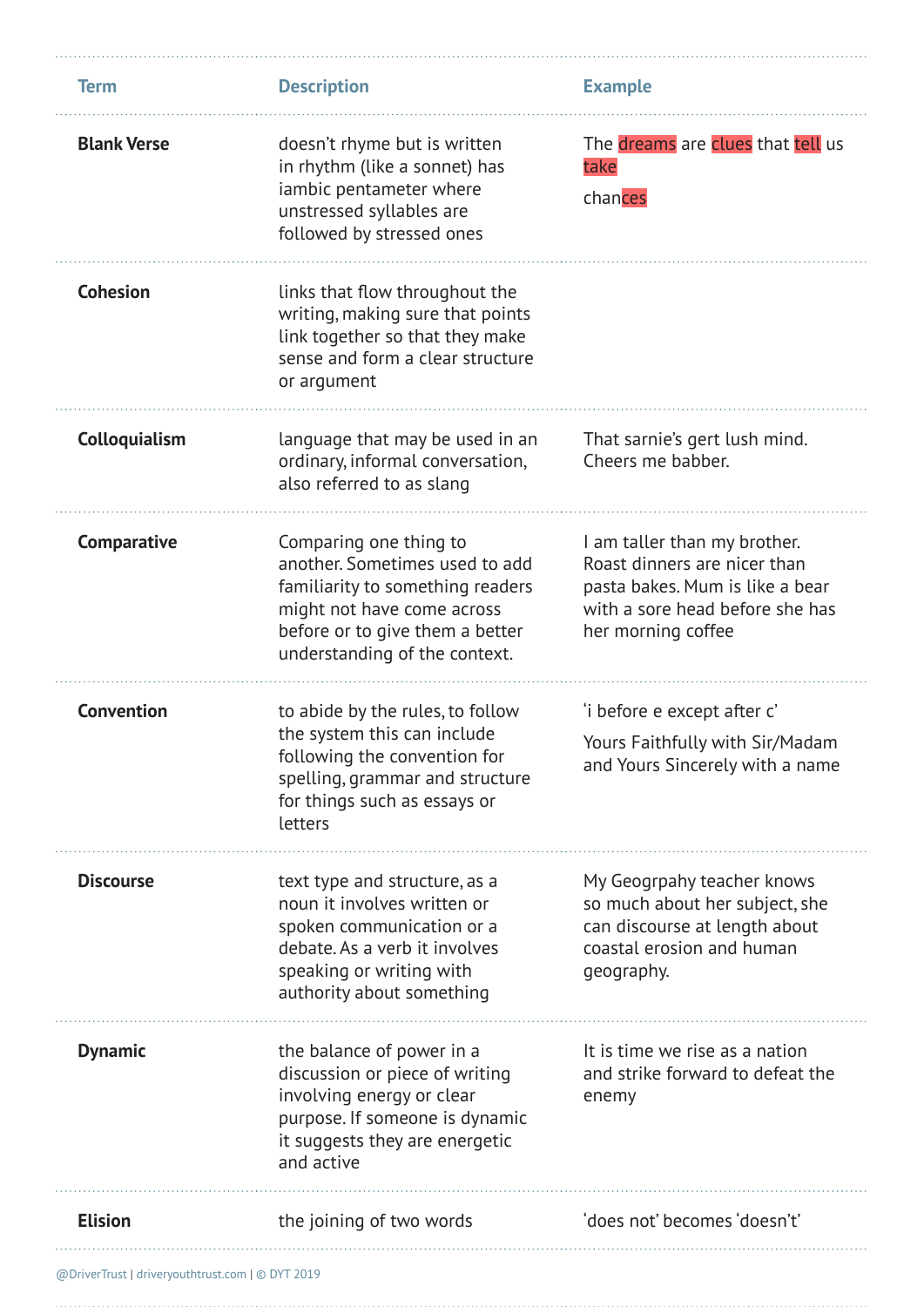| Term | Description | Example |
| --- | --- | --- |
| **Blank Verse** | doesn't rhyme but is written in rhythm (like a sonnet) has iambic pentameter where unstressed syllables are followed by stressed ones | The dreams are clues that tell us take chances |
| **Cohesion** | links that flow throughout the writing, making sure that points link together so that they make sense and form a clear structure or argument | |
| **Colloquialism** | language that may be used in an ordinary, informal conversation, also referred to as slang | That sarnie's gert lush mind. Cheers me babber. |
| **Comparative** | Comparing one thing to another. Sometimes used to add familiarity to something readers might not have come across before or to give them a better understanding of the context. | I am taller than my brother. Roast dinners are nicer than pasta bakes. Mum is like a bear with a sore head before she has her morning coffee |
| **Convention** | to abide by the rules, to follow the system this can include following the convention for spelling, grammar and structure for things such as essays or letters | 'i before e except after c' Yours Faithfully with Sir/Madam and Yours Sincerely with a name |
| **Discourse** | text type and structure, as a noun it involves written or spoken communication or a debate. As a verb it involves speaking or writing with authority about something | My Geogrpahy teacher knows so much about her subject, she can discourse at length about coastal erosion and human geography. |
| **Dynamic** | the balance of power in a discussion or piece of writing involving energy or clear purpose. If someone is dynamic it suggests they are energetic and active | It is time we rise as a nation and strike forward to defeat the enemy |
| **Elision** | the joining of two words | 'does not' becomes 'doesn't' |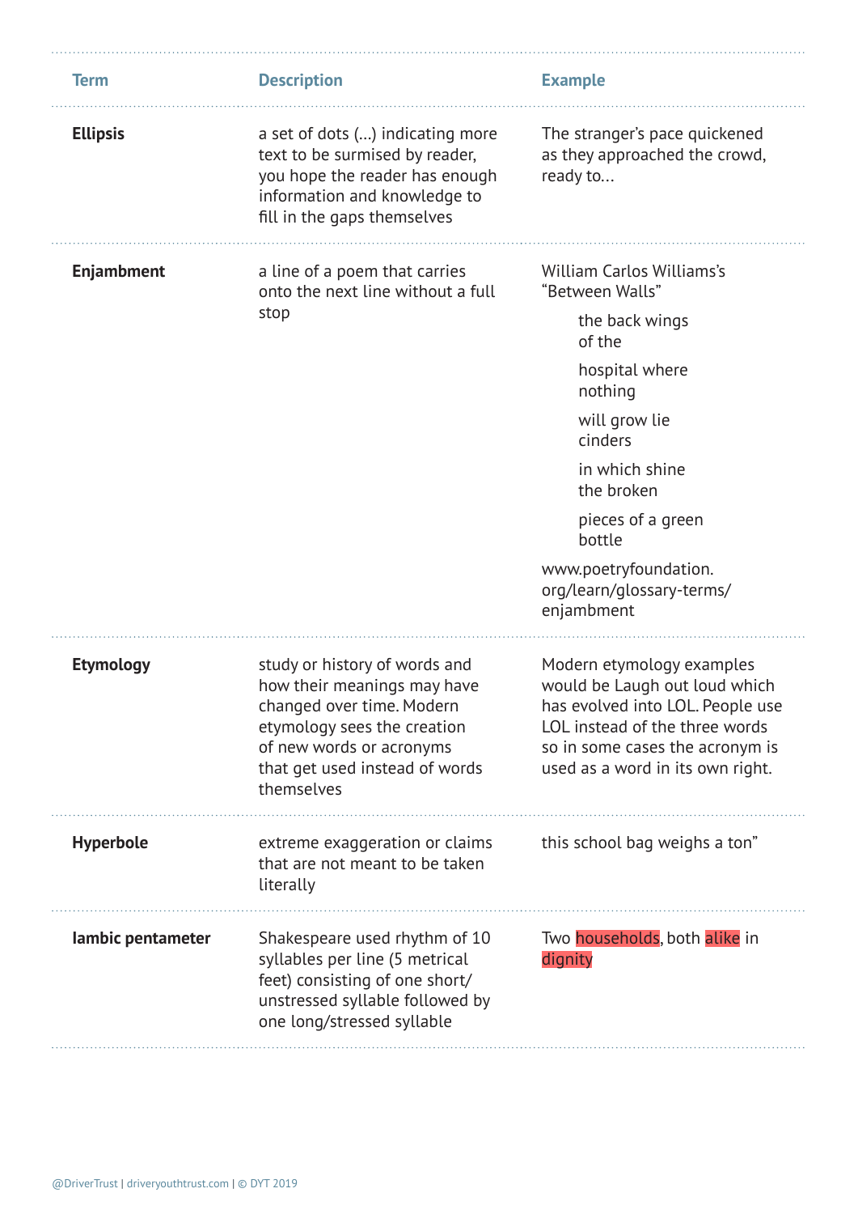| Term | Description | Example |
|---|---|---|
| **Ellipsis** | a set of dots (...) indicating more text to be surmised by reader, you hope the reader has enough information and knowledge to fill in the gaps themselves | The stranger's pace quickened as they approached the crowd, ready to... |
| **Enjambment** | a line of a poem that carries onto the next line without a full stop | William Carlos Williams's "Between Walls"<br><br>the back wings<br>of the<br><br>hospital where<br>nothing<br><br>will grow lie<br>cinders<br><br>in which shine<br>the broken<br><br>pieces of a green<br>bottle<br><br>www.poetryfoundation.org/learn/glossary-terms/enjambment |
| **Etymology** | study or history of words and how their meanings may have changed over time. Modern etymology sees the creation of new words or acronyms that get used instead of words themselves | Modern etymology examples would be Laugh out loud which has evolved into LOL. People use LOL instead of the three words so in some cases the acronym is used as a word in its own right. |
| **Hyperbole** | extreme exaggeration or claims that are not meant to be taken literally | this school bag weighs a ton" |
| **Iambic pentameter** | Shakespeare used rhythm of 10 syllables per line (5 metrical feet) consisting of one short/unstressed syllable followed by one long/stressed syllable | Two households, both alike in dignity |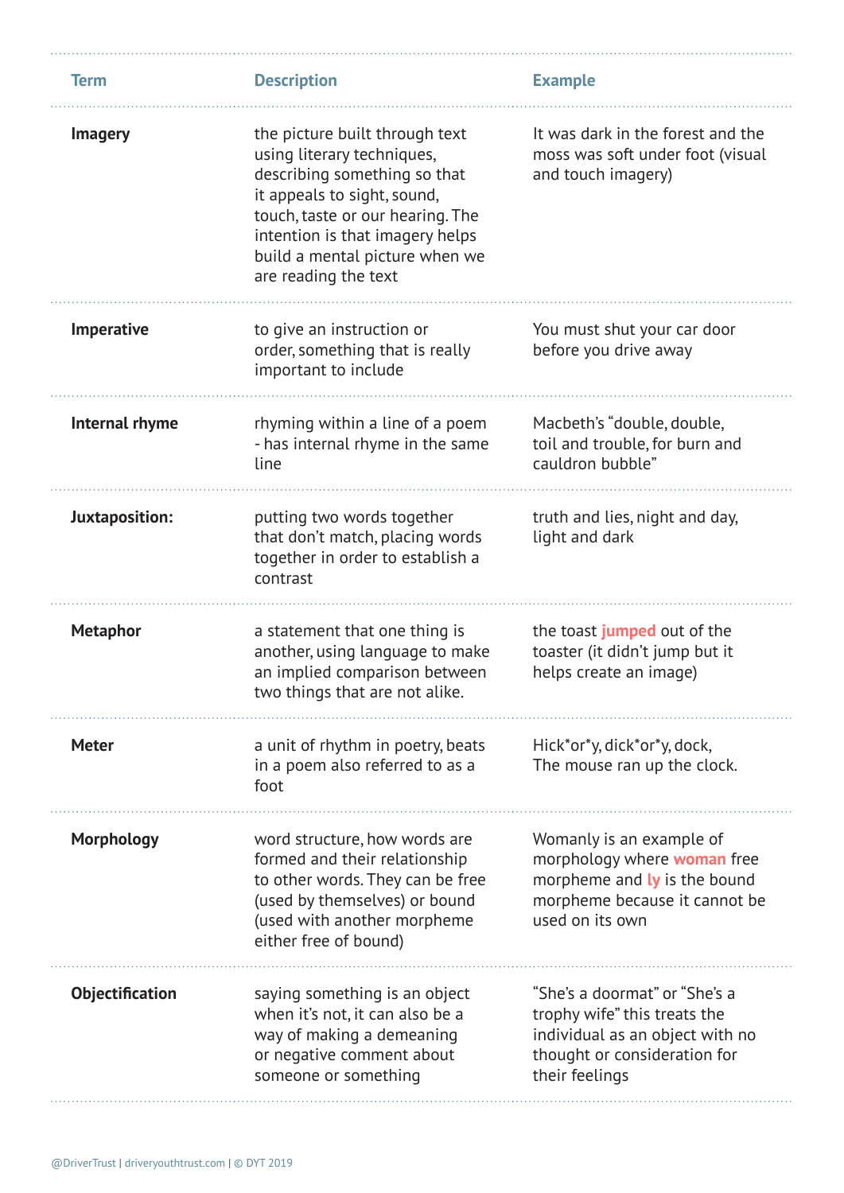| Term | Description | Example |
|---|---|---|
| **Imagery** | the picture built through text using literary techniques, describing something so that it appeals to sight, sound, touch, taste or our hearing. The intention is that imagery helps build a mental picture when we are reading the text | It was dark in the forest and the moss was soft under foot (visual and touch imagery) |
| **Imperative** | to give an instruction or order, something that is really important to include | You must shut your car door before you drive away |
| **Internal rhyme** | rhyming within a line of a poem - has internal rhyme in the same line | Macbeth's "double, double, toil and trouble, for burn and cauldron bubble" |
| **Juxtaposition:** | putting two words together that don't match, placing words together in order to establish a contrast | truth and lies, night and day, light and dark |
| **Metaphor** | a statement that one thing is another, using language to make an implied comparison between two things that are not alike. | the toast **jumped** out of the toaster (it didn't jump but it helps create an image) |
| **Meter** | a unit of rhythm in poetry, beats in a poem also referred to as a foot | Hick*or*y, dick*or*y, dock, The mouse ran up the clock. |
| **Morphology** | word structure, how words are formed and their relationship to other words. They can be free (used by themselves) or bound (used with another morpheme either free of bound) | Womanly is an example of morphology where **woman** free morpheme and **ly** is the bound morpheme because it cannot be used on its own |
| **Objectification** | saying something is an object when it's not, it can also be a way of making a demeaning or negative comment about someone or something | "She's a doormat" or "She's a trophy wife" this treats the individual as an object with no thought or consideration for their feelings |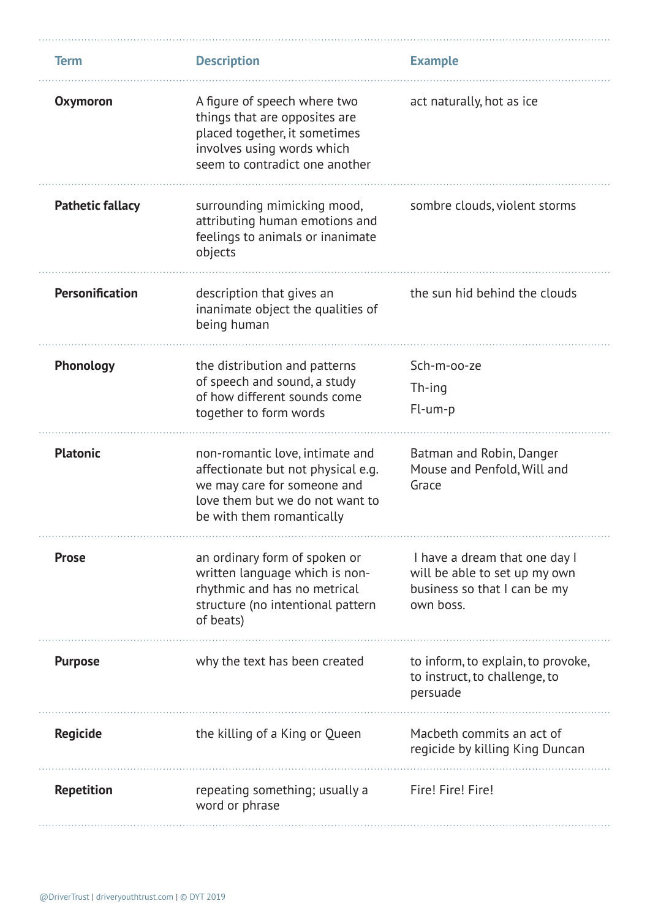| Term | Description | Example |
| --- | --- | --- |
| **Oxymoron** | A figure of speech where two things that are opposites are placed together, it sometimes involves using words which seem to contradict one another | act naturally, hot as ice |
| **Pathetic fallacy** | surrounding mimicking mood, attributing human emotions and feelings to animals or inanimate objects | sombre clouds, violent storms |
| **Personification** | description that gives an inanimate object the qualities of being human | the sun hid behind the clouds |
| **Phonology** | the distribution and patterns of speech and sound, a study of how different sounds come together to form words | Sch-m-oo-ze<br>Th-ing<br>Fl-um-p |
| **Platonic** | non-romantic love, intimate and affectionate but not physical e.g. we may care for someone and love them but we do not want to be with them romantically | Batman and Robin, Danger Mouse and Penfold, Will and Grace |
| **Prose** | an ordinary form of spoken or written language which is non-rhythmic and has no metrical structure (no intentional pattern of beats) | I have a dream that one day I will be able to set up my own business so that I can be my own boss. |
| **Purpose** | why the text has been created | to inform, to explain, to provoke, to instruct, to challenge, to persuade |
| **Regicide** | the killing of a King or Queen | Macbeth commits an act of regicide by killing King Duncan |
| **Repetition** | repeating something; usually a word or phrase | Fire! Fire! Fire! |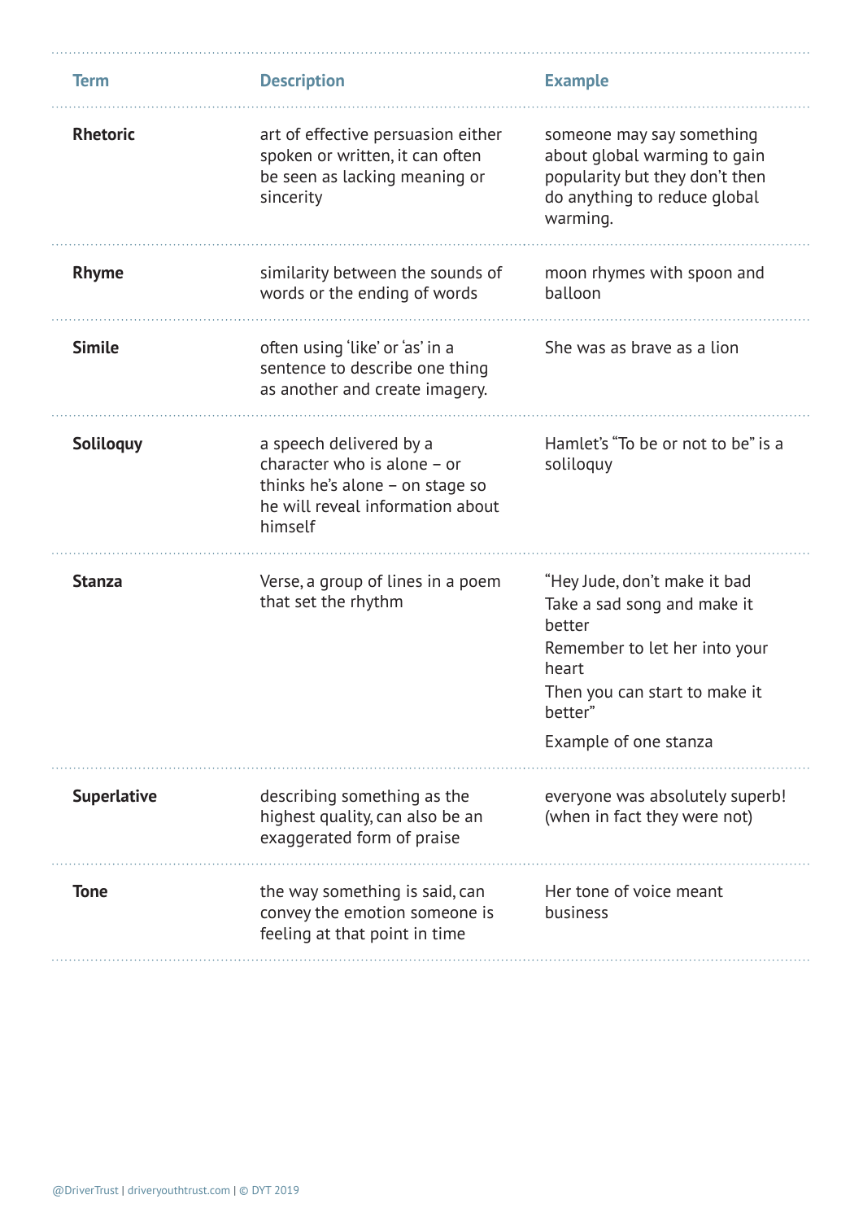| Term | Description | Example |
|---|---|---|
| **Rhetoric** | art of effective persuasion either spoken or written, it can often be seen as lacking meaning or sincerity | someone may say something about global warming to gain popularity but they don't then do anything to reduce global warming. |
| **Rhyme** | similarity between the sounds of words or the ending of words | moon rhymes with spoon and balloon |
| **Simile** | often using 'like' or 'as' in a sentence to describe one thing as another and create imagery. | She was as brave as a lion |
| **Soliloquy** | a speech delivered by a character who is alone – or thinks he's alone – on stage so he will reveal information about himself | Hamlet's "To be or not to be" is a soliloquy |
| **Stanza** | Verse, a group of lines in a poem that set the rhythm | "Hey Jude, don't make it bad<br>Take a sad song and make it better<br>Remember to let her into your heart<br>Then you can start to make it better"<br><br>Example of one stanza |
| **Superlative** | describing something as the highest quality, can also be an exaggerated form of praise | everyone was absolutely superb! (when in fact they were not) |
| **Tone** | the way something is said, can convey the emotion someone is feeling at that point in time | Her tone of voice meant business |

@DriverTrust | driveryouthtrust.com | © DYT 2019